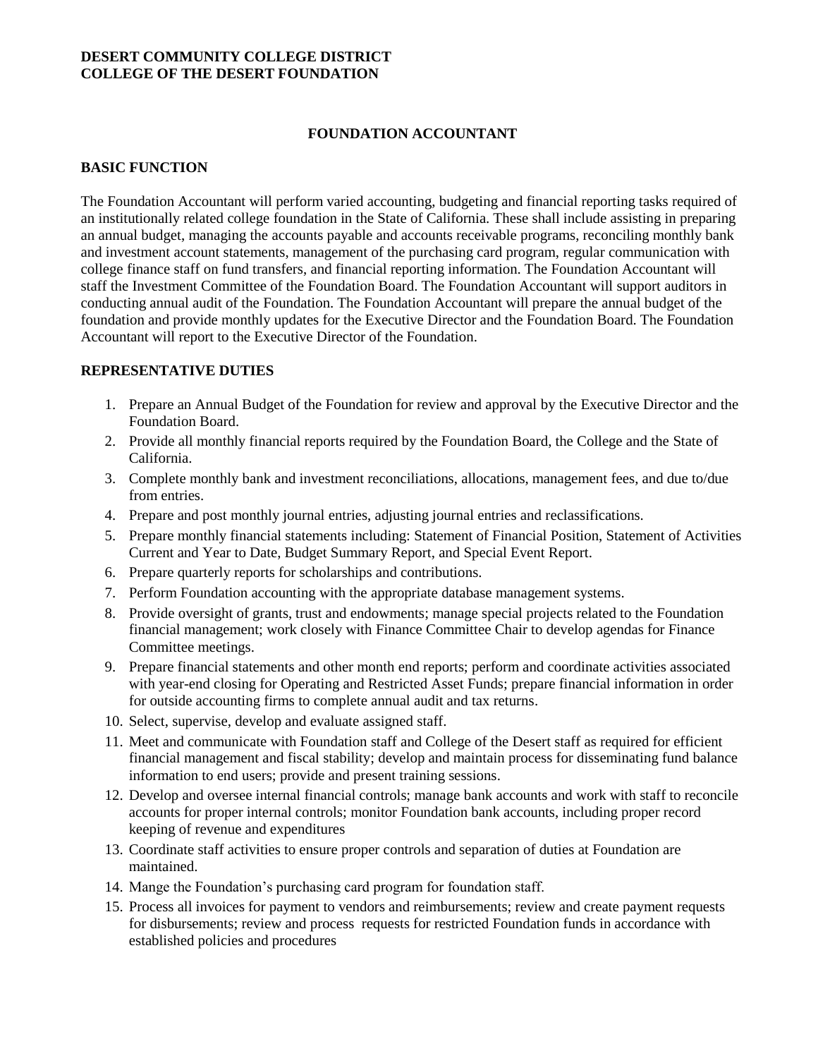**DESERT COMMUNITY COLLEGE DISTRICT**
**COLLEGE OF THE DESERT FOUNDATION**

# FOUNDATION ACCOUNTANT

## BASIC FUNCTION

The Foundation Accountant will perform varied accounting, budgeting and financial reporting tasks required of an institutionally related college foundation in the State of California. These shall include assisting in preparing an annual budget, managing the accounts payable and accounts receivable programs, reconciling monthly bank and investment account statements, management of the purchasing card program, regular communication with college finance staff on fund transfers, and financial reporting information. The Foundation Accountant will staff the Investment Committee of the Foundation Board. The Foundation Accountant will support auditors in conducting annual audit of the Foundation. The Foundation Accountant will prepare the annual budget of the foundation and provide monthly updates for the Executive Director and the Foundation Board. The Foundation Accountant will report to the Executive Director of the Foundation.

## REPRESENTATIVE DUTIES

1. Prepare an Annual Budget of the Foundation for review and approval by the Executive Director and the Foundation Board.
2. Provide all monthly financial reports required by the Foundation Board, the College and the State of California.
3. Complete monthly bank and investment reconciliations, allocations, management fees, and due to/due from entries.
4. Prepare and post monthly journal entries, adjusting journal entries and reclassifications.
5. Prepare monthly financial statements including: Statement of Financial Position, Statement of Activities Current and Year to Date, Budget Summary Report, and Special Event Report.
6. Prepare quarterly reports for scholarships and contributions.
7. Perform Foundation accounting with the appropriate database management systems.
8. Provide oversight of grants, trust and endowments; manage special projects related to the Foundation financial management; work closely with Finance Committee Chair to develop agendas for Finance Committee meetings.
9. Prepare financial statements and other month end reports; perform and coordinate activities associated with year-end closing for Operating and Restricted Asset Funds; prepare financial information in order for outside accounting firms to complete annual audit and tax returns.
10. Select, supervise, develop and evaluate assigned staff.
11. Meet and communicate with Foundation staff and College of the Desert staff as required for efficient financial management and fiscal stability; develop and maintain process for disseminating fund balance information to end users; provide and present training sessions.
12. Develop and oversee internal financial controls; manage bank accounts and work with staff to reconcile accounts for proper internal controls; monitor Foundation bank accounts, including proper record keeping of revenue and expenditures
13. Coordinate staff activities to ensure proper controls and separation of duties at Foundation are maintained.
14. Mange the Foundation's purchasing card program for foundation staff.
15. Process all invoices for payment to vendors and reimbursements; review and create payment requests for disbursements; review and process requests for restricted Foundation funds in accordance with established policies and procedures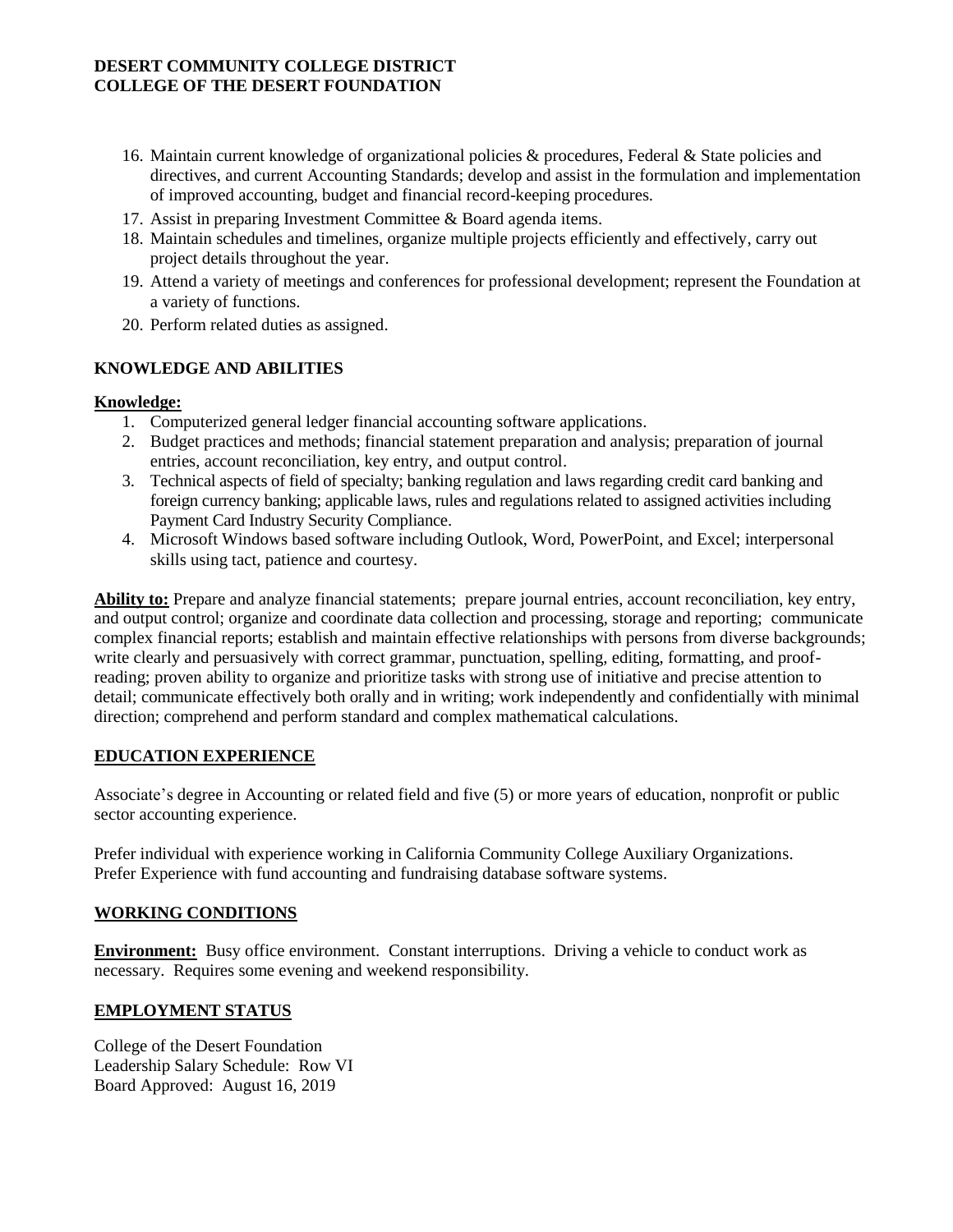16. Maintain current knowledge of organizational policies & procedures, Federal & State policies and directives, and current Accounting Standards; develop and assist in the formulation and implementation of improved accounting, budget and financial record-keeping procedures.
17. Assist in preparing Investment Committee & Board agenda items.
18. Maintain schedules and timelines, organize multiple projects efficiently and effectively, carry out project details throughout the year.
19. Attend a variety of meetings and conferences for professional development; represent the Foundation at a variety of functions.
20. Perform related duties as assigned.

## KNOWLEDGE AND ABILITIES

**Knowledge:**

1. Computerized general ledger financial accounting software applications.
2. Budget practices and methods; financial statement preparation and analysis; preparation of journal entries, account reconciliation, key entry, and output control.
3. Technical aspects of field of specialty; banking regulation and laws regarding credit card banking and foreign currency banking; applicable laws, rules and regulations related to assigned activities including Payment Card Industry Security Compliance.
4. Microsoft Windows based software including Outlook, Word, PowerPoint, and Excel; interpersonal skills using tact, patience and courtesy.

**Ability to:** Prepare and analyze financial statements; prepare journal entries, account reconciliation, key entry, and output control; organize and coordinate data collection and processing, storage and reporting; communicate complex financial reports; establish and maintain effective relationships with persons from diverse backgrounds; write clearly and persuasively with correct grammar, punctuation, spelling, editing, formatting, and proof-reading; proven ability to organize and prioritize tasks with strong use of initiative and precise attention to detail; communicate effectively both orally and in writing; work independently and confidentially with minimal direction; comprehend and perform standard and complex mathematical calculations.

## EDUCATION EXPERIENCE

Associate's degree in Accounting or related field and five (5) or more years of education, nonprofit or public sector accounting experience.

Prefer individual with experience working in California Community College Auxiliary Organizations.
Prefer Experience with fund accounting and fundraising database software systems.

## WORKING CONDITIONS

**Environment:** Busy office environment. Constant interruptions. Driving a vehicle to conduct work as necessary. Requires some evening and weekend responsibility.

## EMPLOYMENT STATUS

College of the Desert Foundation
Leadership Salary Schedule: Row VI
Board Approved: August 16, 2019